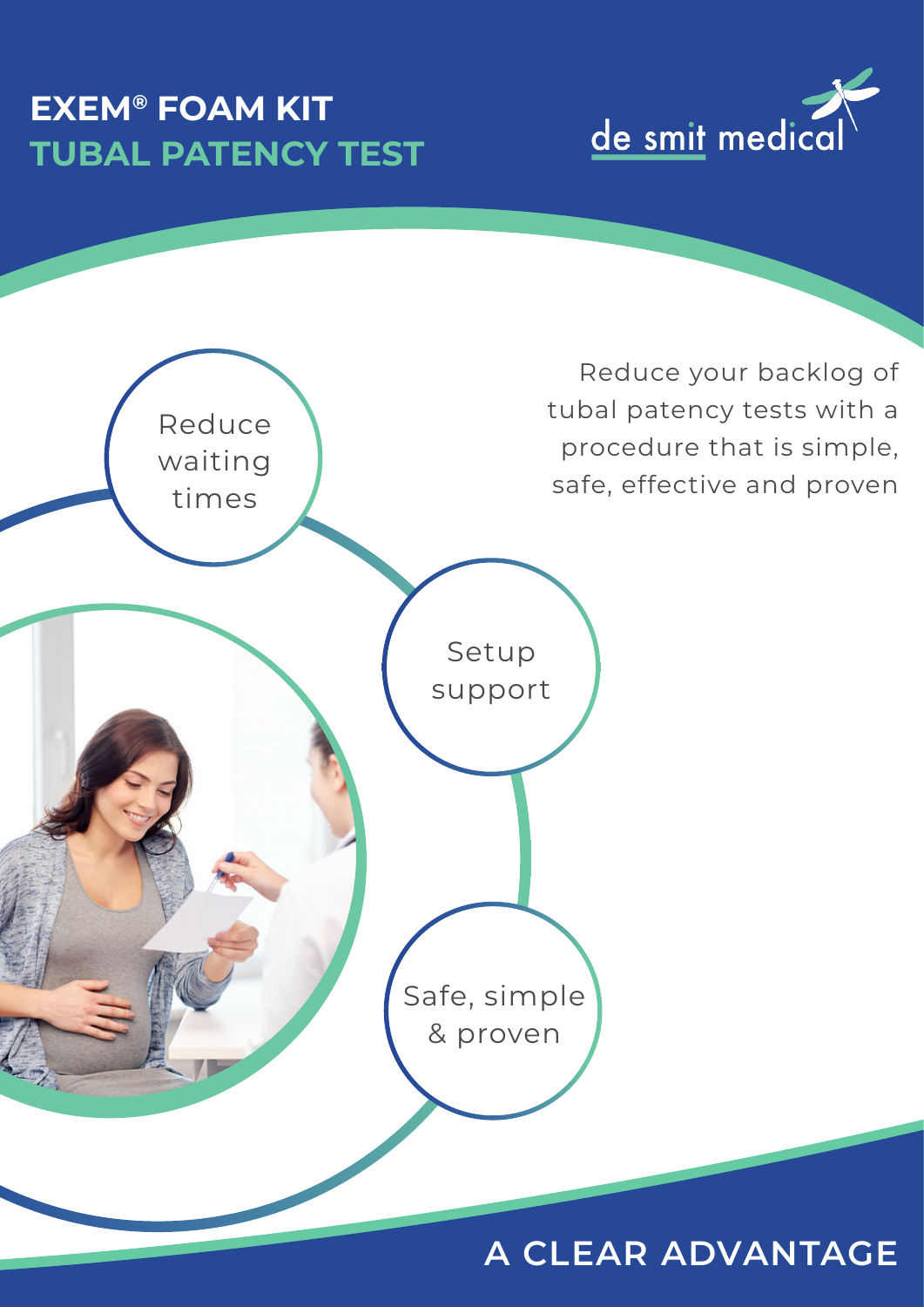# EXEM® FOAM KIT
## TUBAL PATENCY TEST

de smit medical

Reduce your backlog of tubal patency tests with a procedure that is simple, safe, effective and proven

- Reduce waiting times
- Setup support
- Safe, simple & proven

## A CLEAR ADVANTAGE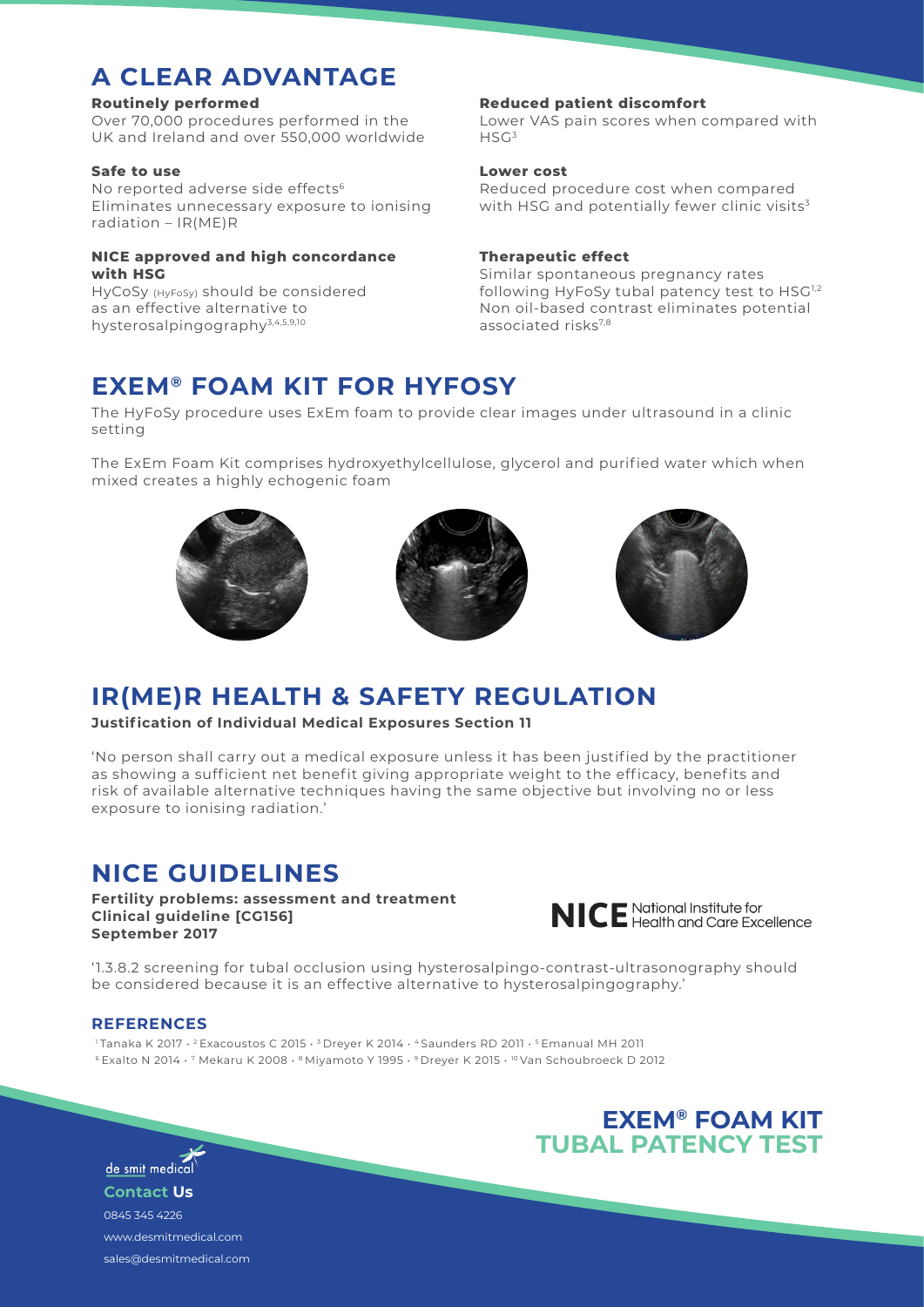## A CLEAR ADVANTAGE

**Routinely performed**
Over 70,000 procedures performed in the UK and Ireland and over 550,000 worldwide

**Safe to use**
No reported adverse side effects[6]
Eliminates unnecessary exposure to ionising radiation – IR(ME)R

**NICE approved and high concordance with HSG**
HyCoSy (HyFoSy) should be considered as an effective alternative to hysterosalpingography[3,4,5,9,10]

**Reduced patient discomfort**
Lower VAS pain scores when compared with HSG[3]

**Lower cost**
Reduced procedure cost when compared with HSG and potentially fewer clinic visits[3]

**Therapeutic effect**
Similar spontaneous pregnancy rates following HyFoSy tubal patency test to HSG[1,2]
Non oil-based contrast eliminates potential associated risks[7,8]

## EXEM® FOAM KIT FOR HYFOSY

The HyFoSy procedure uses ExEm foam to provide clear images under ultrasound in a clinic setting

The ExEm Foam Kit comprises hydroxyethylcellulose, glycerol and purified water which when mixed creates a highly echogenic foam

## IR(ME)R HEALTH & SAFETY REGULATION

**Justification of Individual Medical Exposures Section 11**

'No person shall carry out a medical exposure unless it has been justified by the practitioner as showing a sufficient net benefit giving appropriate weight to the efficacy, benefits and risk of available alternative techniques having the same objective but involving no or less exposure to ionising radiation.'

## NICE GUIDELINES

**Fertility problems: assessment and treatment**
**Clinical guideline [CG156]**
**September 2017**

NICE National Institute for Health and Care Excellence

'1.3.8.2 screening for tubal occlusion using hysterosalpingo-contrast-ultrasonography should be considered because it is an effective alternative to hysterosalpingography.'

### REFERENCES

[1] Tanaka K 2017 · [2] Exacoustos C 2015 · [3] Dreyer K 2014 · [4] Saunders RD 2011 · [5] Emanual MH 2011
[6] Exalto N 2014 · [7] Mekaru K 2008 · [8] Miyamoto Y 1995 · [9] Dreyer K 2015 · [10] Van Schoubroeck D 2012

## EXEM® FOAM KIT TUBAL PATENCY TEST

de smit medical

**Contact Us**
0845 345 4226
www.desmitmedical.com
sales@desmitmedical.com